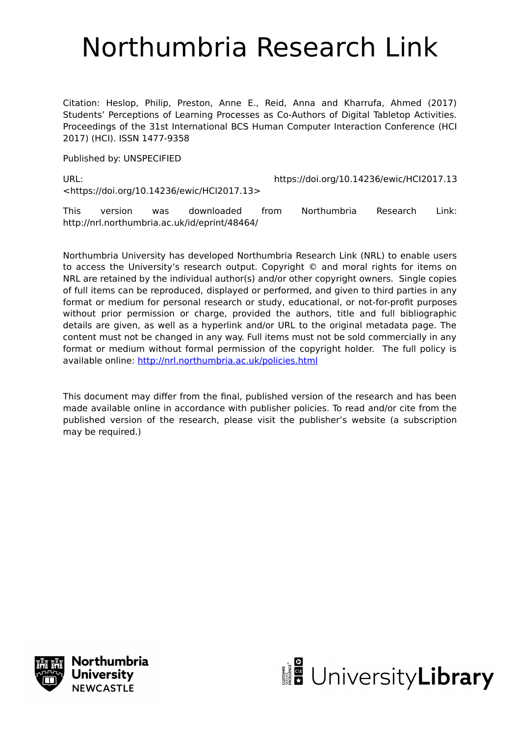# Northumbria Research Link

Citation: Heslop, Philip, Preston, Anne E., Reid, Anna and Kharrufa, Ahmed (2017) Students' Perceptions of Learning Processes as Co-Authors of Digital Tabletop Activities. Proceedings of the 31st International BCS Human Computer Interaction Conference (HCI 2017) (HCI). ISSN 1477-9358

Published by: UNSPECIFIED

URL: https://doi.org/10.14236/ewic/HCI2017.13 <https://doi.org/10.14236/ewic/HCI2017.13>

This version was downloaded from Northumbria Research Link: http://nrl.northumbria.ac.uk/id/eprint/48464/

Northumbria University has developed Northumbria Research Link (NRL) to enable users to access the University's research output. Copyright © and moral rights for items on NRL are retained by the individual author(s) and/or other copyright owners. Single copies of full items can be reproduced, displayed or performed, and given to third parties in any format or medium for personal research or study, educational, or not-for-profit purposes without prior permission or charge, provided the authors, title and full bibliographic details are given, as well as a hyperlink and/or URL to the original metadata page. The content must not be changed in any way. Full items must not be sold commercially in any format or medium without formal permission of the copyright holder. The full policy is available online: http://nrl.northumbria.ac.uk/policies.html

This document may differ from the final, published version of the research and has been made available online in accordance with publisher policies. To read and/or cite from the published version of the research, please visit the publisher's website (a subscription may be required.)

Northumbria University NEWCASTLE

UniversityLibrary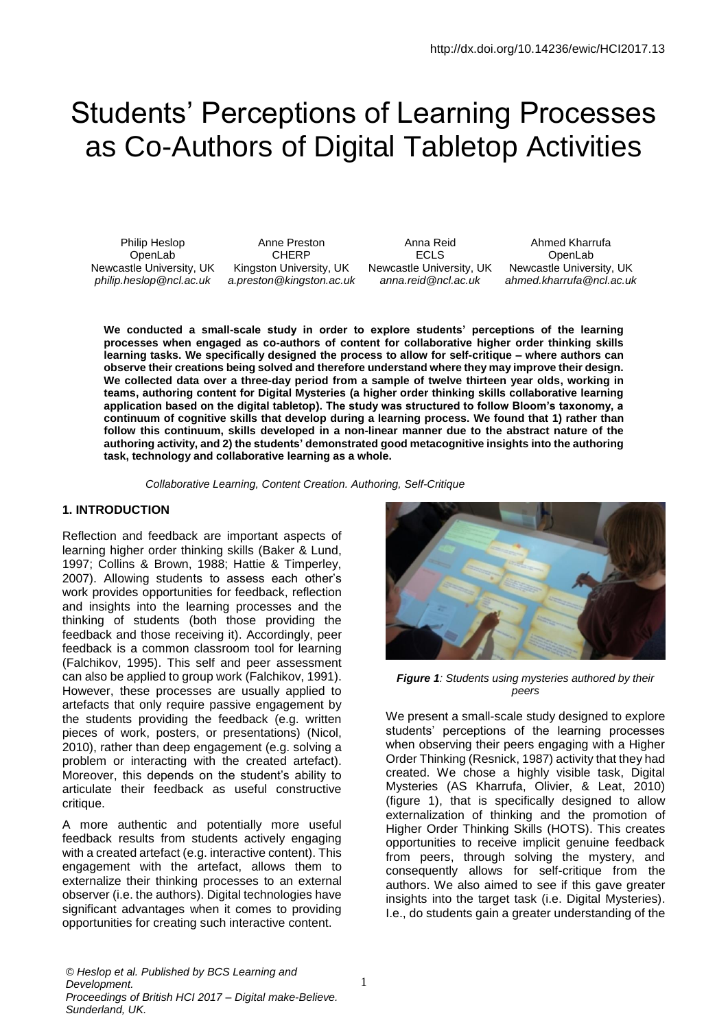# Students' Perceptions of Learning Processes as Co-Authors of Digital Tabletop Activities

Philip Heslop
OpenLab
Newcastle University, UK
*philip.heslop@ncl.ac.uk*

Anne Preston
CHERP
Kingston University, UK
*a.preston@kingston.ac.uk*

Anna Reid
ECLS
Newcastle University, UK
*anna.reid@ncl.ac.uk*

Ahmed Kharrufa
OpenLab
Newcastle University, UK
*ahmed.kharrufa@ncl.ac.uk*

**We conducted a small-scale study in order to explore students' perceptions of the learning processes when engaged as co-authors of content for collaborative higher order thinking skills learning tasks. We specifically designed the process to allow for self-critique – where authors can observe their creations being solved and therefore understand where they may improve their design. We collected data over a three-day period from a sample of twelve thirteen year olds, working in teams, authoring content for Digital Mysteries (a higher order thinking skills collaborative learning application based on the digital tabletop). The study was structured to follow Bloom's taxonomy, a continuum of cognitive skills that develop during a learning process. We found that 1) rather than follow this continuum, skills developed in a non-linear manner due to the abstract nature of the authoring activity, and 2) the students' demonstrated good metacognitive insights into the authoring task, technology and collaborative learning as a whole.**

*Collaborative Learning, Content Creation. Authoring, Self-Critique*

## 1. INTRODUCTION

Reflection and feedback are important aspects of learning higher order thinking skills (Baker & Lund, 1997; Collins & Brown, 1988; Hattie & Timperley, 2007). Allowing students to assess each other's work provides opportunities for feedback, reflection and insights into the learning processes and the thinking of students (both those providing the feedback and those receiving it). Accordingly, peer feedback is a common classroom tool for learning (Falchikov, 1995). This self and peer assessment can also be applied to group work (Falchikov, 1991). However, these processes are usually applied to artefacts that only require passive engagement by the students providing the feedback (e.g. written pieces of work, posters, or presentations) (Nicol, 2010), rather than deep engagement (e.g. solving a problem or interacting with the created artefact). Moreover, this depends on the student's ability to articulate their feedback as useful constructive critique.

A more authentic and potentially more useful feedback results from students actively engaging with a created artefact (e.g. interactive content). This engagement with the artefact, allows them to externalize their thinking processes to an external observer (i.e. the authors). Digital technologies have significant advantages when it comes to providing opportunities for creating such interactive content.

***Figure 1**: Students using mysteries authored by their peers*

We present a small-scale study designed to explore students' perceptions of the learning processes when observing their peers engaging with a Higher Order Thinking (Resnick, 1987) activity that they had created. We chose a highly visible task, Digital Mysteries (AS Kharrufa, Olivier, & Leat, 2010) (figure 1), that is specifically designed to allow externalization of thinking and the promotion of Higher Order Thinking Skills (HOTS). This creates opportunities to receive implicit genuine feedback from peers, through solving the mystery, and consequently allows for self-critique from the authors. We also aimed to see if this gave greater insights into the target task (i.e. Digital Mysteries). I.e., do students gain a greater understanding of the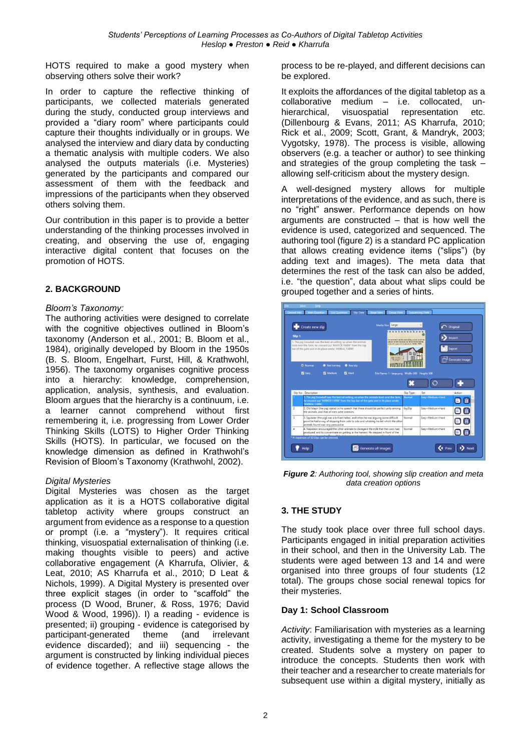HOTS required to make a good mystery when observing others solve their work?

In order to capture the reflective thinking of participants, we collected materials generated during the study, conducted group interviews and provided a "diary room" where participants could capture their thoughts individually or in groups. We analysed the interview and diary data by conducting a thematic analysis with multiple coders. We also analysed the outputs materials (i.e. Mysteries) generated by the participants and compared our assessment of them with the feedback and impressions of the participants when they observed others solving them.

Our contribution in this paper is to provide a better understanding of the thinking processes involved in creating, and observing the use of, engaging interactive digital content that focuses on the promotion of HOTS.

## 2. BACKGROUND

*Bloom's Taxonomy:*

The authoring activities were designed to correlate with the cognitive objectives outlined in Bloom's taxonomy (Anderson et al., 2001; B. Bloom et al., 1984), originally developed by Bloom in the 1950s (B. S. Bloom, Engelhart, Furst, Hill, & Krathwohl, 1956). The taxonomy organises cognitive process into a hierarchy: knowledge, comprehension, application, analysis, synthesis, and evaluation. Bloom argues that the hierarchy is a continuum, i.e. a learner cannot comprehend without first remembering it, i.e. progressing from Lower Order Thinking Skills (LOTS) to Higher Order Thinking Skills (HOTS). In particular, we focused on the knowledge dimension as defined in Krathwohl's Revision of Bloom's Taxonomy (Krathwohl, 2002).

*Digital Mysteries*

Digital Mysteries was chosen as the target application as it is a HOTS collaborative digital tabletop activity where groups construct an argument from evidence as a response to a question or prompt (i.e. a "mystery"). It requires critical thinking, visuospatial externalisation of thinking (i.e. making thoughts visible to peers) and active collaborative engagement (A Kharrufa, Olivier, & Leat, 2010; AS Kharrufa et al., 2010; D Leat & Nichols, 1999). A Digital Mystery is presented over three explicit stages (in order to "scaffold" the process (D Wood, Bruner, & Ross, 1976; David Wood & Wood, 1996)). I) a reading - evidence is presented; ii) grouping - evidence is categorised by participant-generated theme (and irrelevant evidence discarded); and iii) sequencing - the argument is constructed by linking individual pieces of evidence together. A reflective stage allows the process to be re-played, and different decisions can be explored.

It exploits the affordances of the digital tabletop as a collaborative medium – i.e. collocated, un-hierarchical, visuospatial representation etc. (Dillenbourg & Evans, 2011; AS Kharrufa, 2010; Rick et al., 2009; Scott, Grant, & Mandryk, 2003; Vygotsky, 1978). The process is visible, allowing observers (e.g. a teacher or author) to see thinking and strategies of the group completing the task – allowing self-criticism about the mystery design.

A well-designed mystery allows for multiple interpretations of the evidence, and as such, there is no "right" answer. Performance depends on how arguments are constructed – that is how well the evidence is used, categorized and sequenced. The authoring tool (figure 2) is a standard PC application that allows creating evidence items ("slips") (by adding text and images). The meta data that determines the rest of the task can also be added, i.e. "the question", data about what slips could be grouped together and a series of hints.

***Figure 2****: Authoring tool, showing slip creation and meta data creation options*

## 3. THE STUDY

The study took place over three full school days. Participants engaged in initial preparation activities in their school, and then in the University Lab. The students were aged between 13 and 14 and were organised into three groups of four students (12 total). The groups chose social renewal topics for their mysteries.

### Day 1: School Classroom

*Activity*: Familiarisation with mysteries as a learning activity, investigating a theme for the mystery to be created. Students solve a mystery on paper to introduce the concepts. Students then work with their teacher and a researcher to create materials for subsequent use within a digital mystery, initially as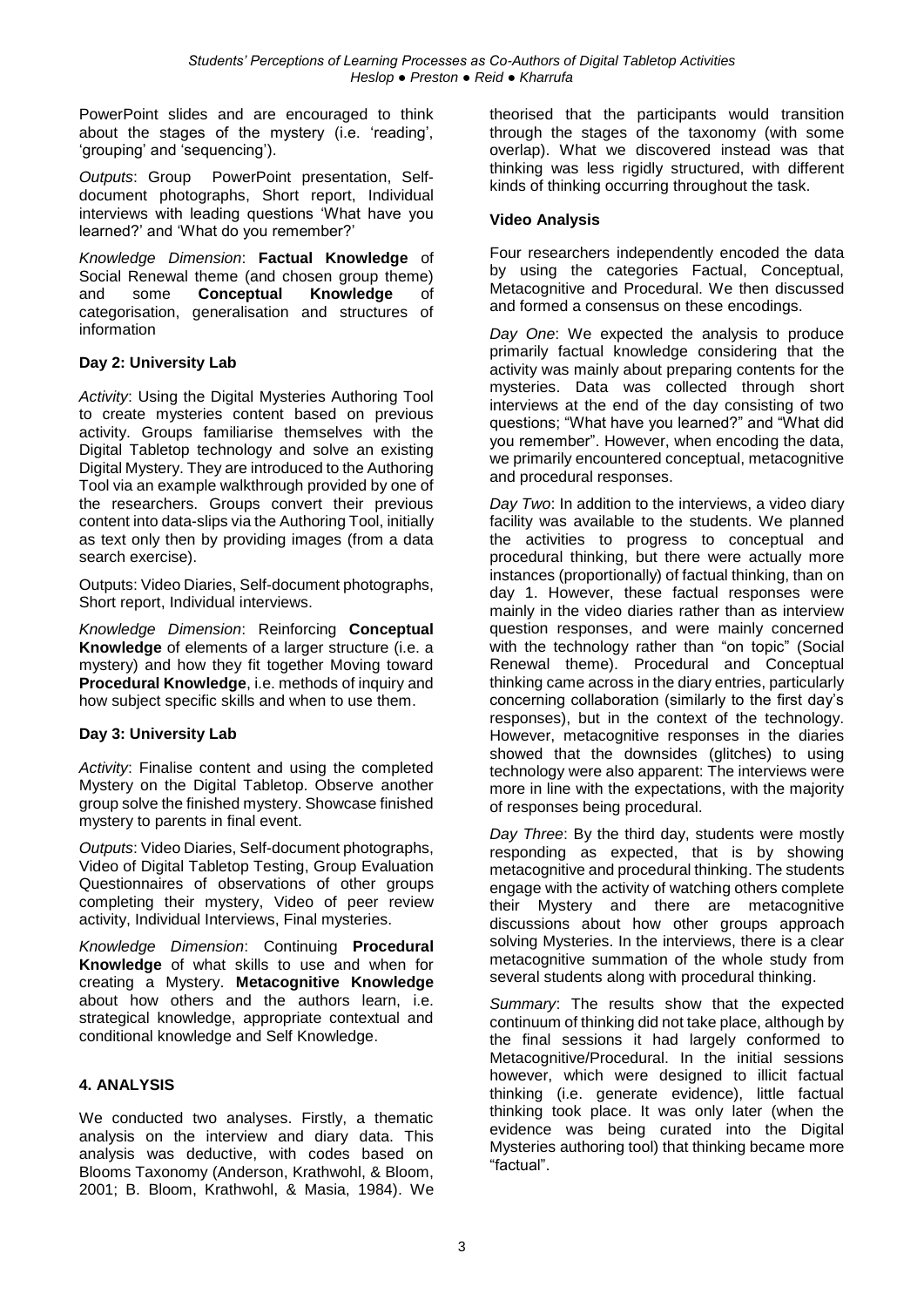PowerPoint slides and are encouraged to think about the stages of the mystery (i.e. 'reading', 'grouping' and 'sequencing').

*Outputs*: Group PowerPoint presentation, Self-document photographs, Short report, Individual interviews with leading questions 'What have you learned?' and 'What do you remember?'

*Knowledge Dimension*: **Factual Knowledge** of Social Renewal theme (and chosen group theme) and some **Conceptual Knowledge** of categorisation, generalisation and structures of information

### Day 2: University Lab

*Activity*: Using the Digital Mysteries Authoring Tool to create mysteries content based on previous activity. Groups familiarise themselves with the Digital Tabletop technology and solve an existing Digital Mystery. They are introduced to the Authoring Tool via an example walkthrough provided by one of the researchers. Groups convert their previous content into data-slips via the Authoring Tool, initially as text only then by providing images (from a data search exercise).

Outputs: Video Diaries, Self-document photographs, Short report, Individual interviews.

*Knowledge Dimension*: Reinforcing **Conceptual Knowledge** of elements of a larger structure (i.e. a mystery) and how they fit together Moving toward **Procedural Knowledge**, i.e. methods of inquiry and how subject specific skills and when to use them.

### Day 3: University Lab

*Activity*: Finalise content and using the completed Mystery on the Digital Tabletop. Observe another group solve the finished mystery. Showcase finished mystery to parents in final event.

*Outputs*: Video Diaries, Self-document photographs, Video of Digital Tabletop Testing, Group Evaluation Questionnaires of observations of other groups completing their mystery, Video of peer review activity, Individual Interviews, Final mysteries.

*Knowledge Dimension*: Continuing **Procedural Knowledge** of what skills to use and when for creating a Mystery. **Metacognitive Knowledge** about how others and the authors learn, i.e. strategical knowledge, appropriate contextual and conditional knowledge and Self Knowledge.

## 4. ANALYSIS

We conducted two analyses. Firstly, a thematic analysis on the interview and diary data. This analysis was deductive, with codes based on Blooms Taxonomy (Anderson, Krathwohl, & Bloom, 2001; B. Bloom, Krathwohl, & Masia, 1984). We theorised that the participants would transition through the stages of the taxonomy (with some overlap). What we discovered instead was that thinking was less rigidly structured, with different kinds of thinking occurring throughout the task.

### Video Analysis

Four researchers independently encoded the data by using the categories Factual, Conceptual, Metacognitive and Procedural. We then discussed and formed a consensus on these encodings.

*Day One*: We expected the analysis to produce primarily factual knowledge considering that the activity was mainly about preparing contents for the mysteries. Data was collected through short interviews at the end of the day consisting of two questions; "What have you learned?" and "What did you remember". However, when encoding the data, we primarily encountered conceptual, metacognitive and procedural responses.

*Day Two*: In addition to the interviews, a video diary facility was available to the students. We planned the activities to progress to conceptual and procedural thinking, but there were actually more instances (proportionally) of factual thinking, than on day 1. However, these factual responses were mainly in the video diaries rather than as interview question responses, and were mainly concerned with the technology rather than "on topic" (Social Renewal theme). Procedural and Conceptual thinking came across in the diary entries, particularly concerning collaboration (similarly to the first day's responses), but in the context of the technology. However, metacognitive responses in the diaries showed that the downsides (glitches) to using technology were also apparent: The interviews were more in line with the expectations, with the majority of responses being procedural.

*Day Three*: By the third day, students were mostly responding as expected, that is by showing metacognitive and procedural thinking. The students engage with the activity of watching others complete their Mystery and there are metacognitive discussions about how other groups approach solving Mysteries. In the interviews, there is a clear metacognitive summation of the whole study from several students along with procedural thinking.

*Summary*: The results show that the expected continuum of thinking did not take place, although by the final sessions it had largely conformed to Metacognitive/Procedural. In the initial sessions however, which were designed to illicit factual thinking (i.e. generate evidence), little factual thinking took place. It was only later (when the evidence was being curated into the Digital Mysteries authoring tool) that thinking became more "factual".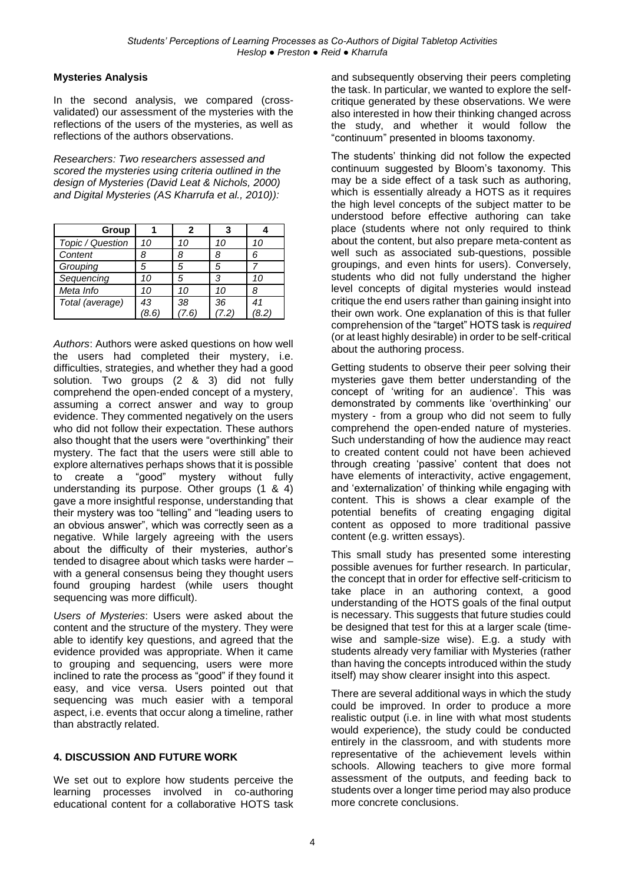**Mysteries Analysis**

In the second analysis, we compared (cross-validated) our assessment of the mysteries with the reflections of the users of the mysteries, as well as reflections of the authors observations.

*Researchers: Two researchers assessed and scored the mysteries using criteria outlined in the design of Mysteries (David Leat & Nichols, 2000) and Digital Mysteries (AS Kharrufa et al., 2010)):*

| Group | 1 | 2 | 3 | 4 |
|---|---|---|---|---|
| *Topic / Question* | *10* | *10* | *10* | *10* |
| *Content* | *8* | *8* | *8* | *6* |
| *Grouping* | *5* | *5* | *5* | *7* |
| *Sequencing* | *10* | *5* | *3* | *10* |
| *Meta Info* | *10* | *10* | *10* | *8* |
| *Total (average)* | *43 (8.6)* | *38 (7.6)* | *36 (7.2)* | *41 (8.2)* |

*Authors*: Authors were asked questions on how well the users had completed their mystery, i.e. difficulties, strategies, and whether they had a good solution. Two groups (2 & 3) did not fully comprehend the open-ended concept of a mystery, assuming a correct answer and way to group evidence. They commented negatively on the users who did not follow their expectation. These authors also thought that the users were "overthinking" their mystery. The fact that the users were still able to explore alternatives perhaps shows that it is possible to create a "good" mystery without fully understanding its purpose. Other groups (1 & 4) gave a more insightful response, understanding that their mystery was too "telling" and "leading users to an obvious answer", which was correctly seen as a negative. While largely agreeing with the users about the difficulty of their mysteries, author's tended to disagree about which tasks were harder – with a general consensus being they thought users found grouping hardest (while users thought sequencing was more difficult).

*Users of Mysteries*: Users were asked about the content and the structure of the mystery. They were able to identify key questions, and agreed that the evidence provided was appropriate. When it came to grouping and sequencing, users were more inclined to rate the process as "good" if they found it easy, and vice versa. Users pointed out that sequencing was much easier with a temporal aspect, i.e. events that occur along a timeline, rather than abstractly related.

## 4. DISCUSSION AND FUTURE WORK

We set out to explore how students perceive the learning processes involved in co-authoring educational content for a collaborative HOTS task and subsequently observing their peers completing the task. In particular, we wanted to explore the self-critique generated by these observations. We were also interested in how their thinking changed across the study, and whether it would follow the "continuum" presented in blooms taxonomy.

The students' thinking did not follow the expected continuum suggested by Bloom's taxonomy. This may be a side effect of a task such as authoring, which is essentially already a HOTS as it requires the high level concepts of the subject matter to be understood before effective authoring can take place (students where not only required to think about the content, but also prepare meta-content as well such as associated sub-questions, possible groupings, and even hints for users). Conversely, students who did not fully understand the higher level concepts of digital mysteries would instead critique the end users rather than gaining insight into their own work. One explanation of this is that fuller comprehension of the "target" HOTS task is *required* (or at least highly desirable) in order to be self-critical about the authoring process.

Getting students to observe their peer solving their mysteries gave them better understanding of the concept of 'writing for an audience'. This was demonstrated by comments like 'overthinking' our mystery - from a group who did not seem to fully comprehend the open-ended nature of mysteries. Such understanding of how the audience may react to created content could not have been achieved through creating 'passive' content that does not have elements of interactivity, active engagement, and 'externalization' of thinking while engaging with content. This is shows a clear example of the potential benefits of creating engaging digital content as opposed to more traditional passive content (e.g. written essays).

This small study has presented some interesting possible avenues for further research. In particular, the concept that in order for effective self-criticism to take place in an authoring context, a good understanding of the HOTS goals of the final output is necessary. This suggests that future studies could be designed that test for this at a larger scale (time-wise and sample-size wise). E.g. a study with students already very familiar with Mysteries (rather than having the concepts introduced within the study itself) may show clearer insight into this aspect.

There are several additional ways in which the study could be improved. In order to produce a more realistic output (i.e. in line with what most students would experience), the study could be conducted entirely in the classroom, and with students more representative of the achievement levels within schools. Allowing teachers to give more formal assessment of the outputs, and feeding back to students over a longer time period may also produce more concrete conclusions.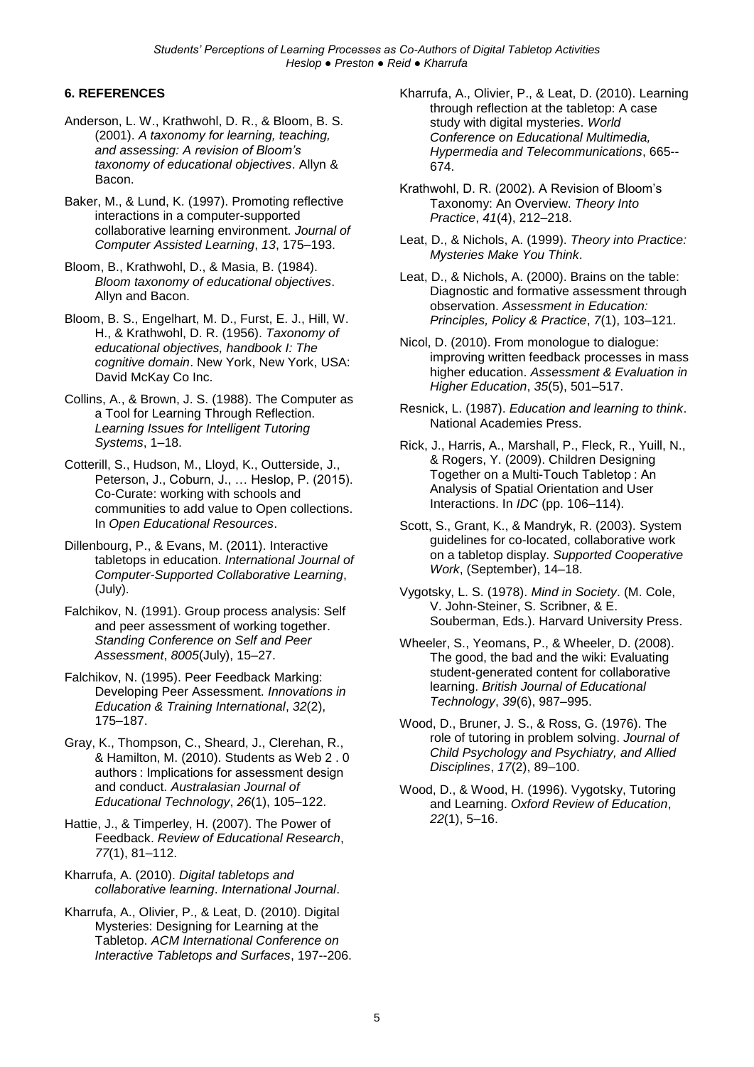## 6. REFERENCES

Anderson, L. W., Krathwohl, D. R., & Bloom, B. S. (2001). *A taxonomy for learning, teaching, and assessing: A revision of Bloom's taxonomy of educational objectives*. Allyn & Bacon.

Baker, M., & Lund, K. (1997). Promoting reflective interactions in a computer-supported collaborative learning environment. *Journal of Computer Assisted Learning*, *13*, 175–193.

Bloom, B., Krathwohl, D., & Masia, B. (1984). *Bloom taxonomy of educational objectives*. Allyn and Bacon.

Bloom, B. S., Engelhart, M. D., Furst, E. J., Hill, W. H., & Krathwohl, D. R. (1956). *Taxonomy of educational objectives, handbook I: The cognitive domain*. New York, New York, USA: David McKay Co Inc.

Collins, A., & Brown, J. S. (1988). The Computer as a Tool for Learning Through Reflection. *Learning Issues for Intelligent Tutoring Systems*, 1–18.

Cotterill, S., Hudson, M., Lloyd, K., Outterside, J., Peterson, J., Coburn, J., … Heslop, P. (2015). Co-Curate: working with schools and communities to add value to Open collections. In *Open Educational Resources*.

Dillenbourg, P., & Evans, M. (2011). Interactive tabletops in education. *International Journal of Computer-Supported Collaborative Learning*, (July).

Falchikov, N. (1991). Group process analysis: Self and peer assessment of working together. *Standing Conference on Self and Peer Assessment*, *8005*(July), 15–27.

Falchikov, N. (1995). Peer Feedback Marking: Developing Peer Assessment. *Innovations in Education & Training International*, *32*(2), 175–187.

Gray, K., Thompson, C., Sheard, J., Clerehan, R., & Hamilton, M. (2010). Students as Web 2 . 0 authors : Implications for assessment design and conduct. *Australasian Journal of Educational Technology*, *26*(1), 105–122.

Hattie, J., & Timperley, H. (2007). The Power of Feedback. *Review of Educational Research*, *77*(1), 81–112.

Kharrufa, A. (2010). *Digital tabletops and collaborative learning*. *International Journal*.

Kharrufa, A., Olivier, P., & Leat, D. (2010). Digital Mysteries: Designing for Learning at the Tabletop. *ACM International Conference on Interactive Tabletops and Surfaces*, 197--206.

Kharrufa, A., Olivier, P., & Leat, D. (2010). Learning through reflection at the tabletop: A case study with digital mysteries. *World Conference on Educational Multimedia, Hypermedia and Telecommunications*, 665--674.

Krathwohl, D. R. (2002). A Revision of Bloom's Taxonomy: An Overview. *Theory Into Practice*, *41*(4), 212–218.

Leat, D., & Nichols, A. (1999). *Theory into Practice: Mysteries Make You Think*.

Leat, D., & Nichols, A. (2000). Brains on the table: Diagnostic and formative assessment through observation. *Assessment in Education: Principles, Policy & Practice*, *7*(1), 103–121.

Nicol, D. (2010). From monologue to dialogue: improving written feedback processes in mass higher education. *Assessment & Evaluation in Higher Education*, *35*(5), 501–517.

Resnick, L. (1987). *Education and learning to think*. National Academies Press.

Rick, J., Harris, A., Marshall, P., Fleck, R., Yuill, N., & Rogers, Y. (2009). Children Designing Together on a Multi-Touch Tabletop : An Analysis of Spatial Orientation and User Interactions. In *IDC* (pp. 106–114).

Scott, S., Grant, K., & Mandryk, R. (2003). System guidelines for co-located, collaborative work on a tabletop display. *Supported Cooperative Work*, (September), 14–18.

Vygotsky, L. S. (1978). *Mind in Society*. (M. Cole, V. John-Steiner, S. Scribner, & E. Souberman, Eds.). Harvard University Press.

Wheeler, S., Yeomans, P., & Wheeler, D. (2008). The good, the bad and the wiki: Evaluating student-generated content for collaborative learning. *British Journal of Educational Technology*, *39*(6), 987–995.

Wood, D., Bruner, J. S., & Ross, G. (1976). The role of tutoring in problem solving. *Journal of Child Psychology and Psychiatry, and Allied Disciplines*, *17*(2), 89–100.

Wood, D., & Wood, H. (1996). Vygotsky, Tutoring and Learning. *Oxford Review of Education*, *22*(1), 5–16.